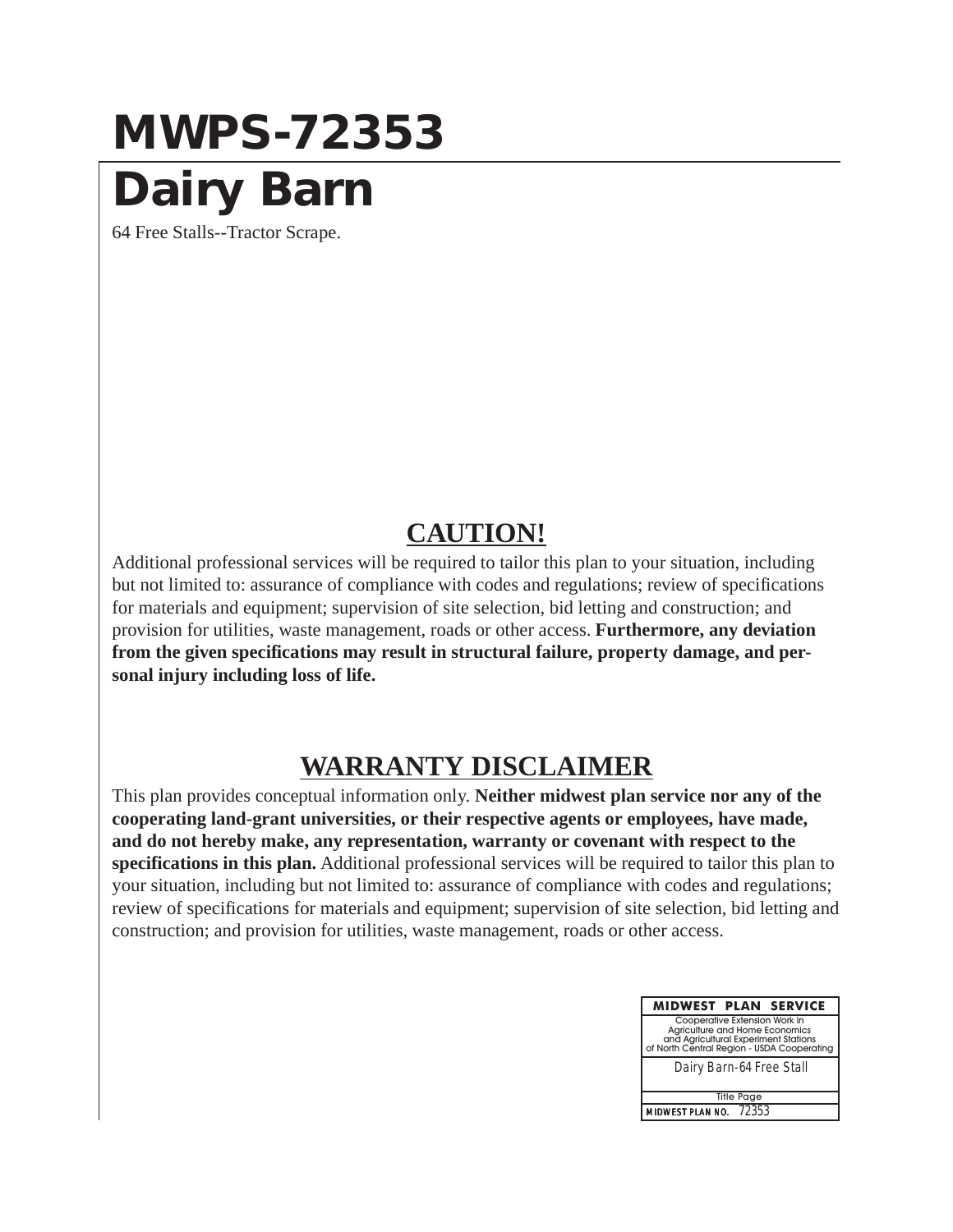# MWPS-72353

# Dairy Barn

64 Free Stalls--Tractor Scrape.

## CAUTION!

Additional professional services will be required to tailor this plan to your situation, including but not limited to: assurance of compliance with codes and regulations; review of specifications for materials and equipment; supervision of site selection, bid letting and construction; and provision for utilities, waste management, roads or other access. **Furthermore, any deviation from the given specifications may result in structural failure, property damage, and personal injury including loss of life.**

## WARRANTY DISCLAIMER

This plan provides conceptual information only. **Neither midwest plan service nor any of the cooperating land-grant universities, or their respective agents or employees, have made, and do not hereby make, any representation, warranty or covenant with respect to the specifications in this plan.** Additional professional services will be required to tailor this plan to your situation, including but not limited to: assurance of compliance with codes and regulations; review of specifications for materials and equipment; supervision of site selection, bid letting and construction; and provision for utilities, waste management, roads or other access.

| MIDWEST PLAN SERVICE |
| --- |
| Cooperative Extension Work in Agriculture and Home Economics and Agricultural Experiment Stations of North Central Region - USDA Cooperating |
| *Dairy Barn-64 Free Stall* |
| Title Page |
| MIDWEST PLAN NO. 72353 |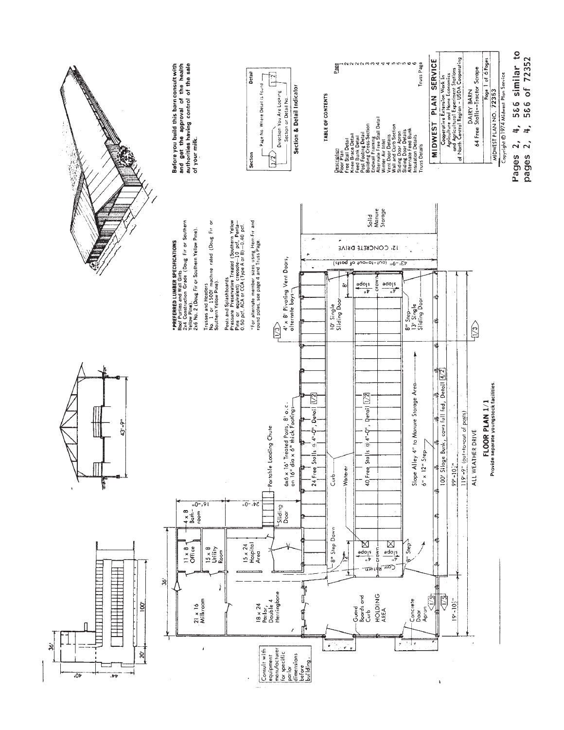Before you build this barn consult with and get the approval of the health authorities having control of the sale of your milk.

Section & Detail Indicator

- Section: 1/2 — Page No. Where Detail is Found; Direction You Are Looking — Section or Detail No.
- Detail: 1 | 2

***PREFERRED LUMBER SPECIFICATIONS**

Roof Purlins and Wall Girts
2x4 Construction Grade (Doug Fir or Southern Yellow Pine).
2x6 No. 2 (Doug Fir or Southern Yellow Pine).

Trusses and Headers
No. 1 or 1500f machine rated (Doug Fir or Southern Yellow Pine).

Posts and Splashboards
Pressure Preservative Treated (Southern Yellow Pine or equivalent); creosote—10 pcf, Penta—0.50 pcf, ACA or CCA (Type A or B)—0.40 pcf.

*For alternate member sizes using Hem-Fir and round poles, see page 4 and Truss Page.

**TABLE OF CONTENTS**

| Description | Page |
| --- | --- |
| Floor Plan | 1 |
| Free Stall Detail | 2 |
| Knee Brace Detail | 2 |
| Feed Bunk Detail | 2 |
| Post Footing Detail | 2 |
| Building Cross-Section | 3 |
| Endwall Framing | 3 |
| Alternate Free Stall Detail | 4 |
| Winter Air Inlet | 4 |
| Vent Door Details | 4 |
| Wall and Curb Section | 5 |
| Sliding Door Apron | 5 |
| Sliding Door Details | 5 |
| Alternate Feed Bunk | 6 |
| Insulation Details | 6 |
| Truss Details | Truss Page |

## FLOOR PLAN 1/1

Provide separate youngstock facilities.

Consult with equipment manufacturer for specific parlor dimensions before building.

36' · 40' · 44' · 20' · 100' · 36' · 16'-0" · 24'-0" · 43'-9" · 43'-9" (out-to-out of posts) · 19'-10½" · 99'-10½" · 119'-9" (out-to-out of posts)

21 x 16 Milkroom · 11 x 8 Office · 4 x 8 Bathroom · 15 x 8 Utility Room · 15 x 24 Hospital Area · 18 x 24 Parlor, Double 4 Herringbone · Guard Boards and Curb · HOLDING AREA · Concrete Door Apron · 8" Step Down · 8" Step · Cow Return · crown · slope 4" · 12' · Sliding Door · Portable Loading Chute · 6x6 x 16' Treated Posts, 8' o.c. on 16" dia x 6" thick Footings · 24 Free Stalls @ 4'-0", Detail 1/2 · Curb · Waterer · 40 Free Stalls @ 4'-0", Detail 1/2 · Slope Alley 4" to Manure Storage Area · 6" x 12" Step · 100' Silage Bunk, cows full fed, Detail 4/2 · ALL WEATHER DRIVE · 4' x 8' Pivoting Vent Doors, alternate bays · 10' Single Sliding Door · 8' · 8" Step · 13' Single Sliding Door · 12' CONCRETE DRIVE · Solid Manure Storage · 1/3 · 1/5

**MIDWEST PLAN SERVICE**

Cooperative Extension Work in Agriculture and Home Economics and Agricultural Experiment Stations of North Central Region - USDA Cooperating

DAIRY BARN
64 Free Stalls—Tractor Scrape

MIDWEST PLAN NO. 72353

Copyright © 1974 Midwest Plan Service

**Pages 2, 4, 5&6 similar to pages 2, 4, 5&6 of 72352**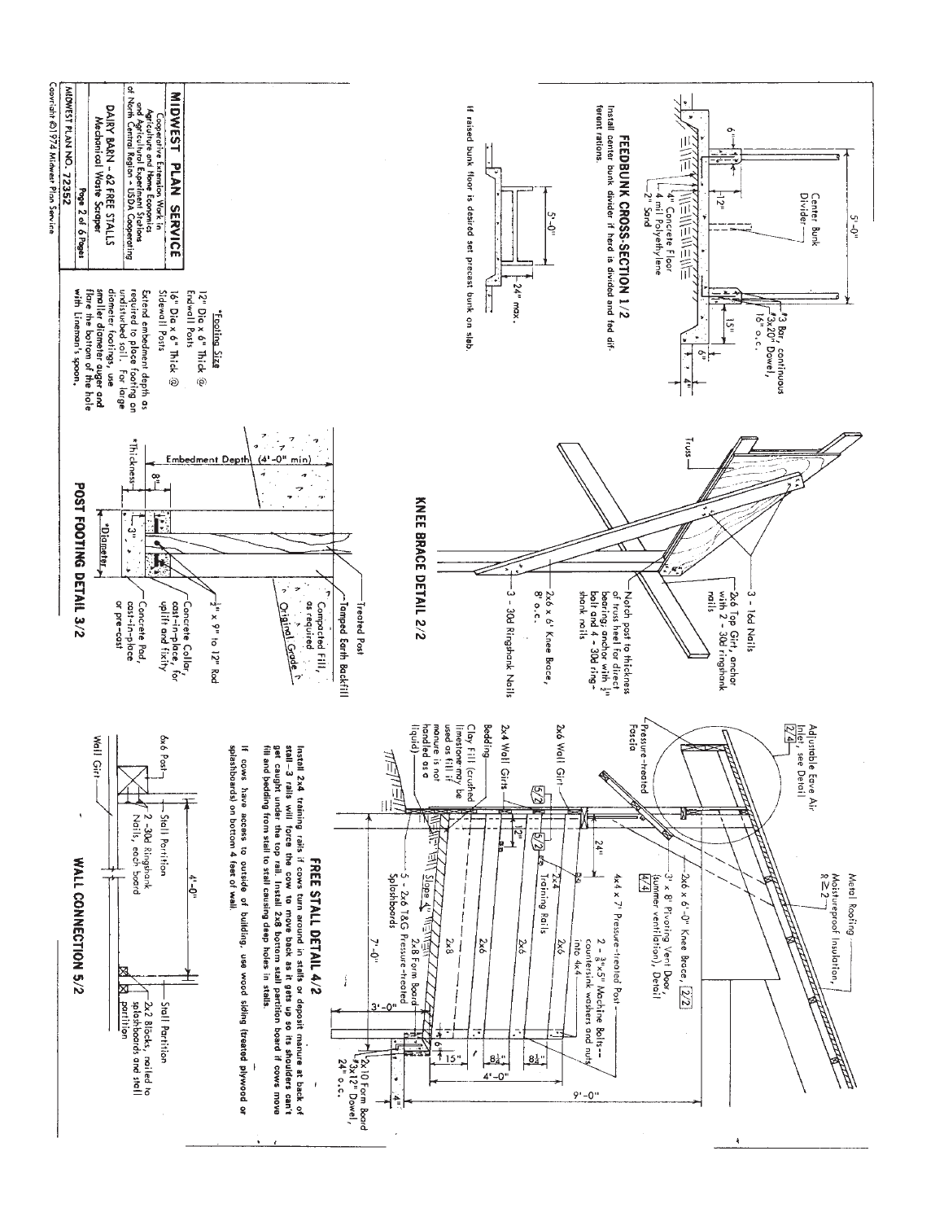# MIDWEST PLAN SERVICE

Cooperative Extension Work in Agriculture and Home Economics and Agricultural Experiment Stations of North Central Region - USDA Cooperating

DAIRY BARN - 62 FREE STALLS
Mechanical Waste Scraper

MIDWEST PLAN NO. 72352

Copyright ©1974 Midwest Plan Service

## FEEDBUNK CROSS-SECTION 1/2

Center Bunk Divider

5'-0"

6"

12"

15"

6"

4"

4" Concrete Floor
4 mil Polyethylene
2" Sand

#3 Bar, continuous
#3x20" Dowel, 16" o.c.

Install center bunk divider if herd is divided and fed different rations.

If raised bunk floor is desired set precast bunk on slab.

5'-0"

24" max.

## KNEE BRACE DETAIL 2/2

Truss

3 - 16d Nails

2x6 Top Girt, anchor with 2 - 30d ringshank nails

Notch post to thickness of truss heel for direct bearing; anchor with ½" bolt and 4 - 30d ringshank nails

2x6 x 6' Knee Brace, 8' o.c.

3 - 30d Ringshank Nails

## POST FOOTING DETAIL 3/2

Treated Post

Tamped Earth Backfill

Compacted Fill, as required

Original Grade

Embedment Depth (4'-0" min)

8"

3"

*Thickness

*Diameter

½" x 9" to 12" Rod

Concrete Collar, cast-in-place, for uplift and fixity

Concrete Pad, cast-in-place or pre-cast

*Footing Size

12" Dia x 6" Thick @ Endwall Posts

16" Dia x 6" Thick @ Sidewall Posts

Extend embedment depth as required to place footing on undisturbed soil. For large diameter footings, use smaller diameter auger and flare the bottom of the hole with Lineman's spoon.

## FREE STALL DETAIL 4/2

Adjustable Eave Air Inlet, see Detail 2/4

Pressure-treated Fascia

Metal Roofing

Moistureproof Insulation, R ≥ 2

2x6 x 6'-0" Knee Brace, 2/2

3' x 8' Pivoting Vent Door, (summer ventilation), Detail 4/4

2x6 Wall Girt

2x4 Wall Girts

5/2

24"

12"

4x4 x 7' Pressure-treated Post—
2 - ⅜"x5" Machine Bolts—countersink washers and nuts into 4x4

2x4 Training Rails

2x6

2x6

2x6

2x8

Bedding

Clay Fill (crushed limestone may be used as fill if manure is not handled as a liquid)

Slope 4"

5 - 2x6 T&G Pressure-treated Splashboards

2x8 Form Board

7'-0"

3'-0"

6"

15"

8½"

8½"

4'-0"

4"

9'-0"

2x10 Form Board
#3x12" Dowel, 24" o.c.

Install 2x4 training rails if cows turn around in stalls or deposit manure at back of stall - 3 rails will force the cow to move back as it gets up so its shoulders can't get caught under the top rail. Install 2x8 bottom stall partition board if cows move fill and bedding from stall to stall causing deep holes in stalls.

If cows have access to outside of building, use wood siding (treated plywood or splashboards) on bottom 4 feet of wall.

## WALL CONNECTION 5/2

6x6 Post

Wall Girt

Stall Partition

2 -30d Ringshank Nails, each board

4'-0"

Stall Partition

2x2 Blocks, nailed to splashboards and stall partition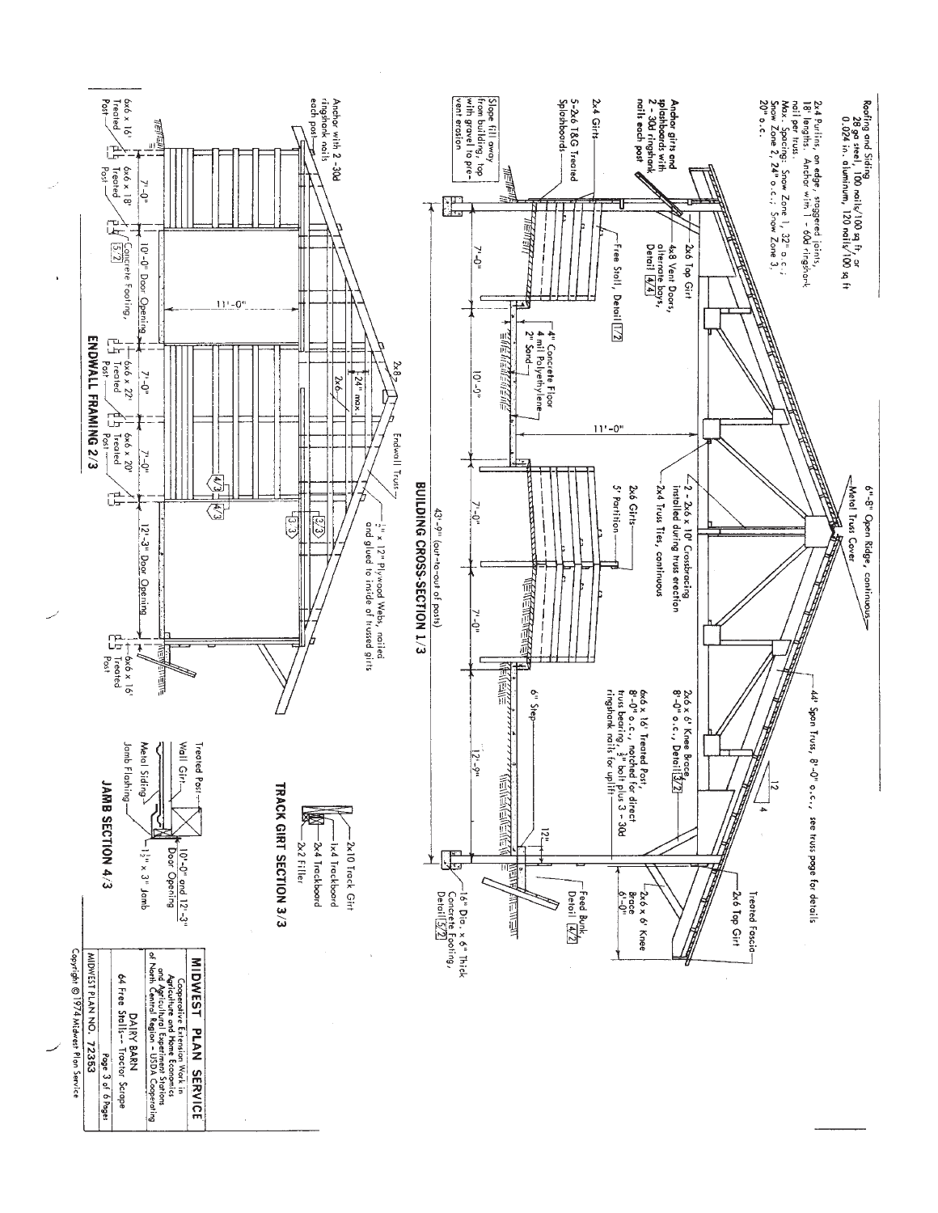## BUILDING CROSS-SECTION 1/3

Roofing and Siding
28 ga steel, 100 nails/100 sq ft, or
0.024 in. aluminum, 120 nails/100 sq ft

2x4 Purlins, on edge, staggered joints, 18' lengths. Anchor with 1 - 60d ringshank nail per truss.
Max. Spacing: Snow Zone 1, 32" o.c.; Snow Zone 2, 24" o.c.; Snow Zone 3, 20" o.c.

6"-8" Open Ridge, continuous

Metal Truss Cover

44' Span Truss, 8'-0" o.c., see truss page for details

12 / 4

Treated Fascia

2x6 Top Girt

2x6 x 6' Knee Brace 6'-0"

2x6 x 6' Knee Brace, 8'-0" o.c., Detail 3/2

6x6 x 16' Treated Post, 8'-0" o.c., notched for direct truss bearing, 3/4" bolt plus 3 - 30d ringshank nails for uplift

2 - 2x6 x 10' Crossbracing installed during truss erection

2x4 Truss Ties, continuous

Anchor girts and splashboards with 2 - 30d ringshank nails each post

2x6 Top Girt

4x8 Vent Doors, alternate bays, Detail 4/4

2x4 Girts

5-2x6 T&G Treated Splashboards

Free Stall, Detail 1/2

4" Concrete Floor
4 mil Polyethylene
2" Sand

2x6 Girts

5' Partition

Slope fill away from building, top with gravel to prevent erosion

6" Step

12"

Feed Bunk, Detail 4/2

16" Dia. x 6" Thick Concrete Footing, Detail 5/2

7'-0" | 10'-0" | 11'-0" | 7'-0" | 7'-0" | 12'-9"

43'-9" (out-to-out of posts)

## TRACK GIRT SECTION 3/3

2x10 Track Girt
1x4 Trackboard
2x4 Trackboard
2x2 Filler

## ENDWALL FRAMING 2/3

Anchor with 2 - 30d ringshank nails each post

2x8

Endwall Truss

2x6

24" max.

1/2" x 12" Plywood Webs, nailed and glued to inside of trussed girts

11'-0"

6x6 x 16' Treated Post | 6x6 x 18' Treated Post | Concrete Footing, 5/2 | 6x6 x 22' Treated Post | 6x6 x 20' Treated Post | 6x6 x 16' Treated Post

7'-0" | 10'-0" Door Opening | 7'-0" | 7'-0" | 12'-3" Door Opening

4/3, 4/3, 3/3, 2/3

## JAMB SECTION 4:3

Treated Post
Wall Girt
Metal Siding
Jamb Flashing
10'-0" and 12'-3" Door Opening
1 1/2" x 3" Jamb

**MIDWEST PLAN SERVICE**
Cooperative Extension Work in Agriculture and Home Economics and Agricultural Experiment Stations of North Central Region - USDA Cooperating

DAIRY BARN
64 Free Stalls -- Tractor Scrape

Page 3 of 6 Pages

MIDWEST PLAN NO. 72353

Copyright © 1974 Midwest Plan Service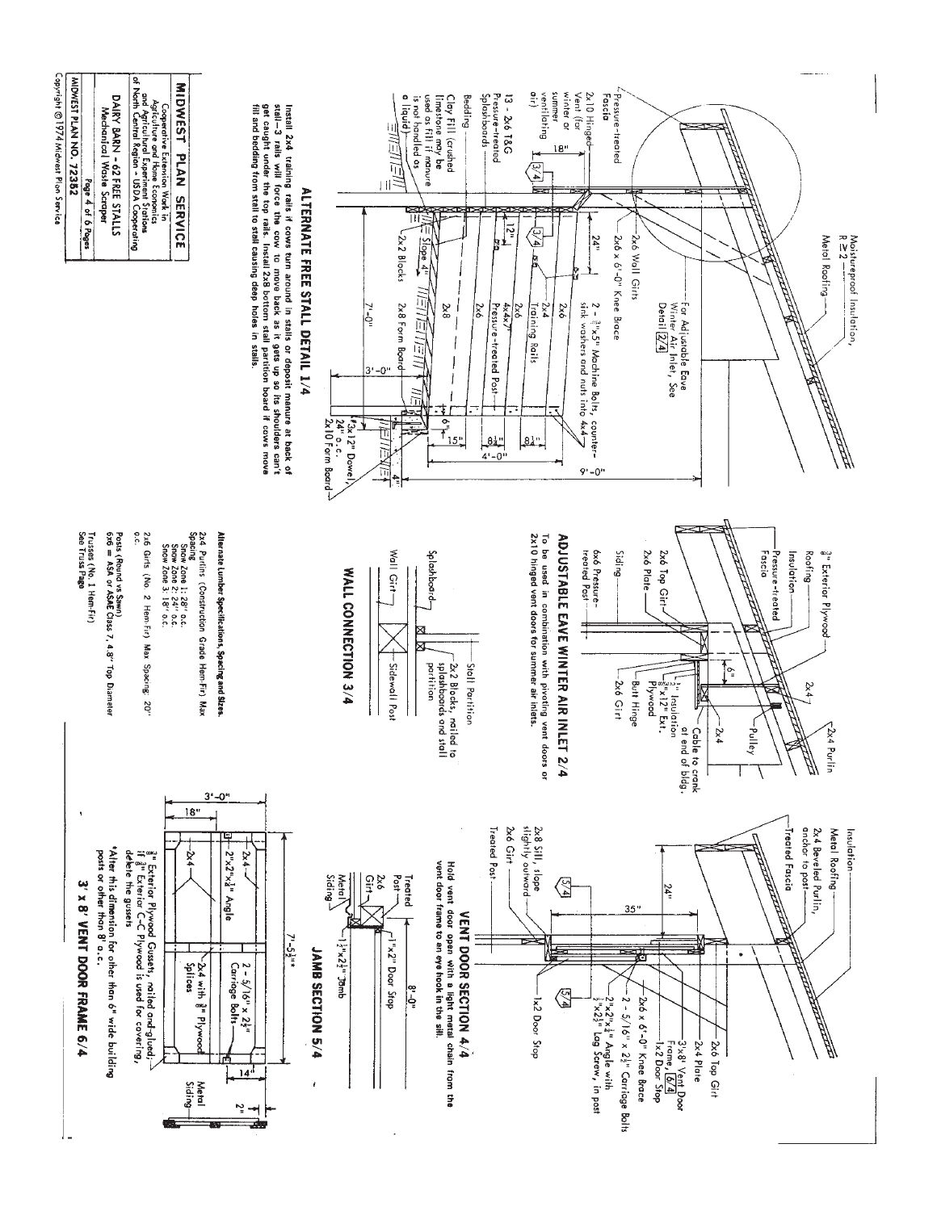## ALTERNATE FREE STALL DETAIL 1/4

Install 2x4 training rails if cows turn around in stalls or deposit manure at back of stall—3 rails will force the cow to move back as it gets up so its shoulders can't get caught under the top rails. Install 2x8 bottom stall partition board if cows move fill and bedding from stall to stall causing deep holes in stalls.

Moistureproof Insulation, R ≥ 2 — Metal Roofing — For Adjustable Eave Winter Air Inlet, See Detail 2/4 — Pressure-treated Fascia — 2x6 Wall Girts — 2x6 x 6'-0" Knee Brace — 2x10 Hinged Vent (for winter or summer ventilating air) — 18" — 2 - 3/4"x5" Machine Bolts, countersink washers and nuts into 4x4 — 13 - 2x6 T&G Pressure-treated Splashboards — 24" — 12" — 2x4 Training Rails — 2x6 — 4x4x7' Pressure-treated Post — 2x6 — 2x8 — Bedding — Clay Fill (crushed limestone may be used as fill if manure is not handled as a liquid) — Slope 4" — 2x2 Blocks — 2x8 Form Board — 7'-0" — 3'-0" — 6" — 15" — 8½" — 8½" — 4'-0" — 9'-0" — #3x12" Dowel, 24" o.c. — 2x10 Form Board — 4"

## ADJUSTABLE EAVE WINTER AIR INLET 2/4

To be used in combination with pivoting vent doors or 2x10 hinged vent doors for summer air inlets.

3/8" Exterior Plywood — Roofing — Insulation — Pressure-treated Fascia — 2x6 Top Girt — 2x6 Plate — Siding — 6x6 Pressure-treated Post — 2x4 — 2x4 Purlin — 2x4 — Pulley — 6" — 1/2" Insulation — 3/8"x12" Ext. Plywood — Cable to crank at end of bldg. — Butt Hinge — 2x6 Girt

## WALL CONNECTION 3/4

Splashboard — 2x2 Blocks, nailed to splashboards and stall partition — Stall Partition — Wall Girt — Sidewall Post

Alternate Lumber Specifications, Spacing and Sizes.

2x4 Purlins (Construction Grade Hem-Fir) Max Spacing
- Snow Zone 1: 28" o.c.
- Snow Zone 2: 24" o.c.
- Snow Zone 3: 18" o.c.

2x6 Girts (No. 2 Hem-Fir) Max Spacing: 20" o.c.

Posts (Round vs Sawn)
6x6 = ASA or ASAE Class 7, 4.8" Top Diameter

Trusses (No. 1 Hem-Fir)
See Truss Page

## VENT DOOR SECTION 4/4

Hold vent door open with a light metal chain from the vent door frame to an eye hook in the sill.

Insulation — Metal Roofing — 2x4 Beveled Purlin, anchor to post — Treated Fascia — 24" — 35" — 2x6 Top Girt — 2x4 Plate — 3'x8' Vent Door Frame, 6/4 — 1x2 Door Stop — 2x6 x 6'-0" Knee Brace — 2 - 5/16" x 2½" Carriage Bolts — 2"x2"x¼" Angle with ¼"x2½" Lag Screw, in post — 5/4 — 2x8 Sill, slope slightly outward — 2x6 Girt — Treated Post — 5/4 — 1x2 Door Stop

## JAMB SECTION 5/4

Treated Post — 2x6 Girt — Metal Siding — 1x2" Door Stop — 1¼"x2¼" Jamb — 8'-0"

## 3' x 8' VENT DOOR FRAME 6/4

7'-5½"* — 3'-0" — 18" — 2x4 — 2x4 — 2"x2"x¼" Angle — 2 - 5/16" x 2½" Carriage Bolts — 2x4 with 3/8" Plywood Splices — 14" — Metal Siding — 2"

3/8" Exterior Plywood Gussets, nailed and glued; if 3/8" Exterior C-C Plywood is used for covering, delete the gussets

*Alter this dimension for other than 6" wide building posts or other than 8' o.c.

**MIDWEST PLAN SERVICE**

Cooperative Extension Work in Agriculture and Home Economics and Agricultural Experiment Stations of North Central Region - USDA Cooperating

DAIRY BARN - 62 FREE STALLS
Mechanical Waste Scraper

MIDWEST PLAN NO. 72382

Copyright © 1974 Midwest Plan Service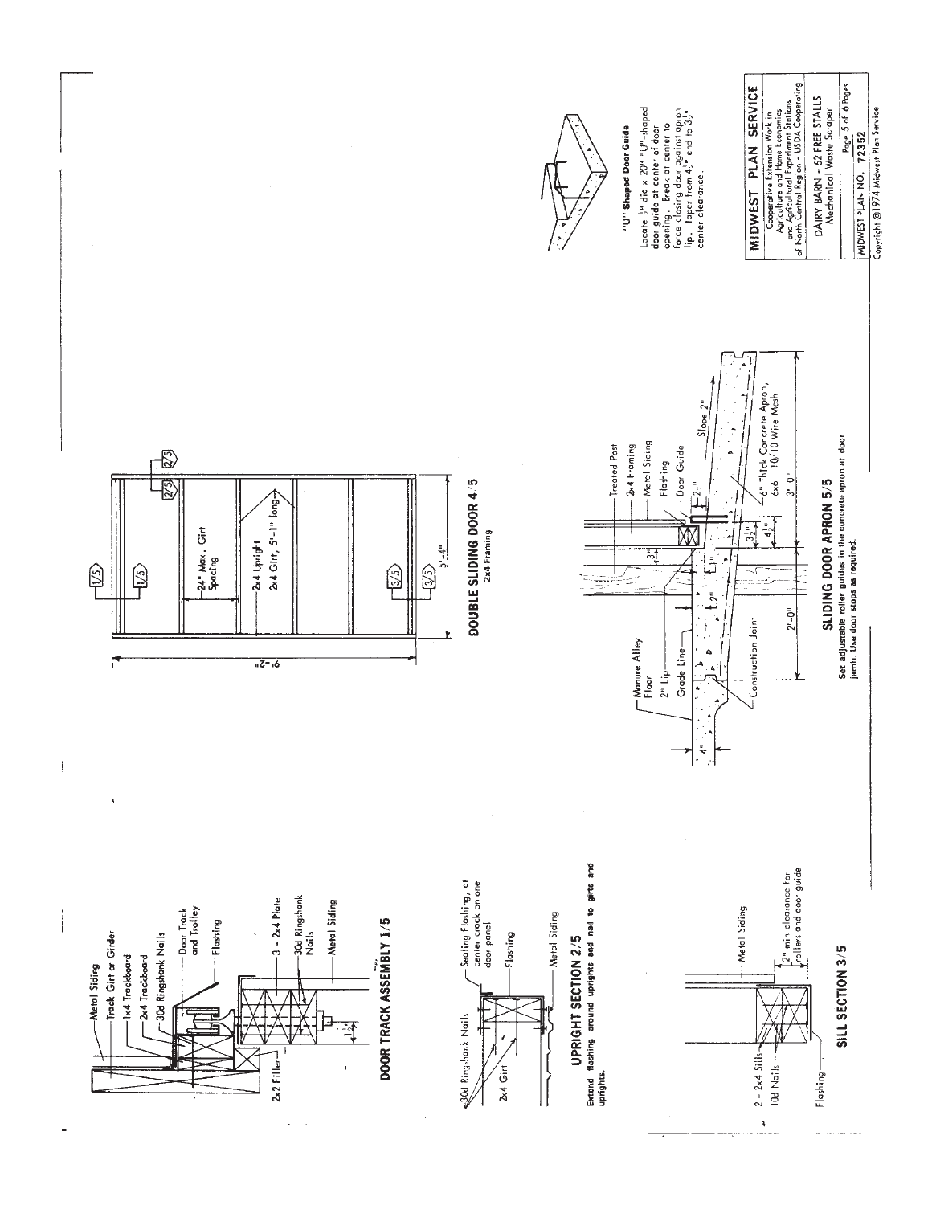## DOOR TRACK ASSEMBLY 1/5

- Metal Siding
- Track Girt or Girder
- 1x4 Trackboard
- 2x4 Trackboard
- 30d Ringshank Nails
- Door Track and Trolley
- Flashing
- 3 - 2x4 Plate
- 30d Ringshank Nails
- Metal Siding
- 2x2 Filler
- 1½"

## UPRIGHT SECTION 2/5

- 30d Ringshank Nails
- Sealing Flashing, at center crack on one door panel
- Flashing
- 2x4 Girt
- Metal Siding

Extend flashing around uprights and nail to girts and uprights.

## SILL SECTION 3/5

- Metal Siding
- 2 - 2x4 Sills
- 10d Nails
- 2" min clearance for rollers and door guide
- Flashing

## DOUBLE SLIDING DOOR 4/5

2x4 Framing

- 24" Max. Girt Spacing
- 2x4 Upright
- 2x4 Girt, 5'-1" long
- 9'-2"
- 5'-4"

## SLIDING DOOR APRON 5/5

- Treated Post
- 2x4 Framing
- Metal Siding
- Flashing
- Door Guide
- Manure Alley Floor
- 2" Lip
- Grade Line
- Construction Joint
- 6" Thick Concrete Apron, 6x6 - 10/10 Wire Mesh
- Slope 2"
- 4", 3½", 2", 1", 2", 3½", 4½", 2'-0", 3'-0"

Set adjustable roller guides in the concrete apron at door jamb. Use door stops as required.

## "U"-Shaped Door Guide

Locate ½" dia x 20" "U"-shaped door guide at center of door opening. Break at center to force closing door against apron lip. Taper from 4½" end to 3½" center clearance.

**MIDWEST PLAN SERVICE**

Cooperative Extension Work in Agriculture and Home Economics and Agricultural Experiment Stations of North Central Region - USDA Cooperating

DAIRY BARN - 62 FREE STALLS
Mechanical Waste Scraper

Page 5 of 6 Pages

MIDWEST PLAN NO. 72352

Copyright ©1974 Midwest Plan Service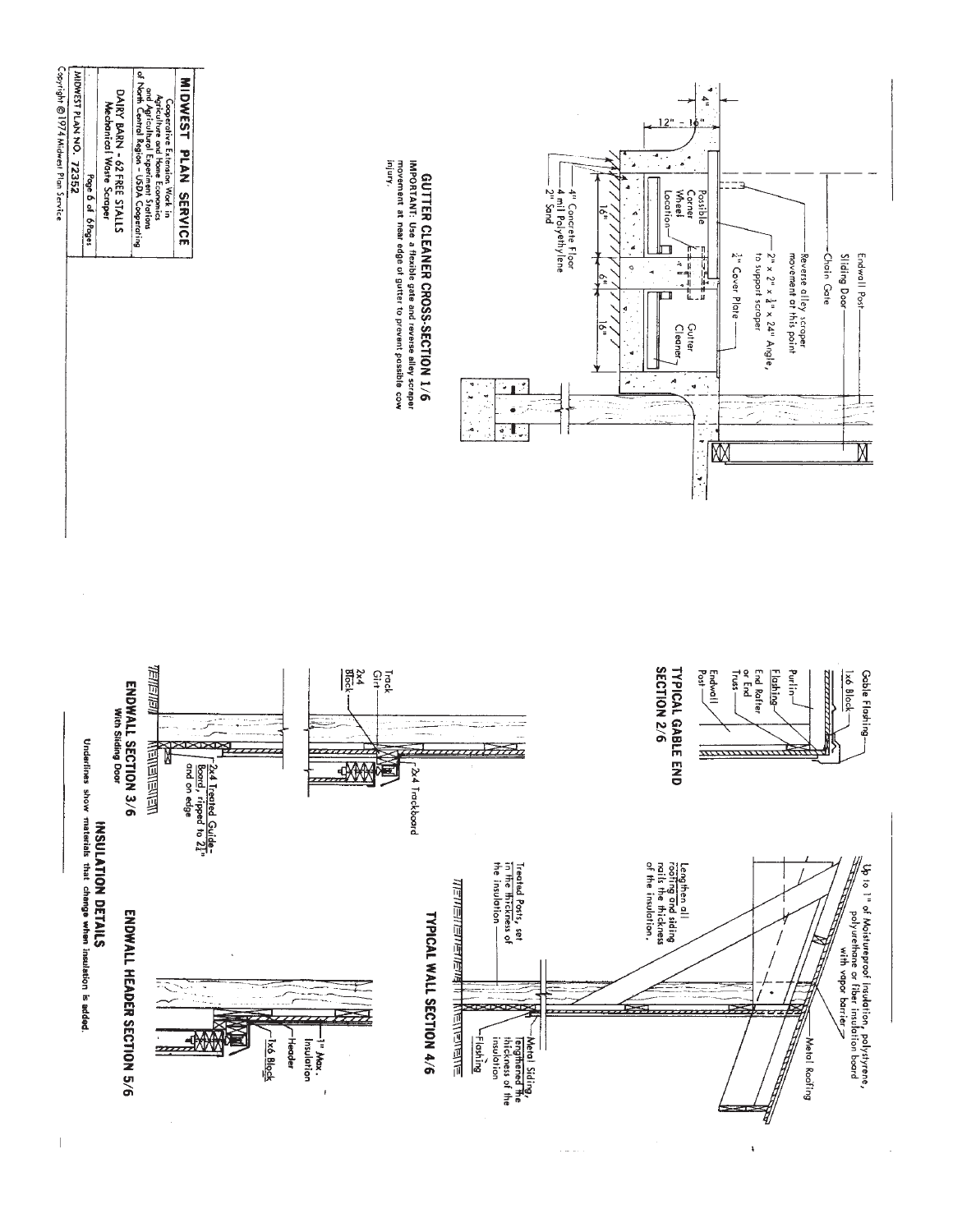## GUTTER CLEANER CROSS-SECTION 1/6

**IMPORTANT:** Use a flexible gate and reverse alley scraper movement at near edge of gutter to prevent possible cow injury.

Endwall Post
Sliding Door
Chain Gate
Reverse alley scraper movement at this point
2" x 2" x ¼" x 24" Angle, to support scraper
½" Cover Plate
Gutter Cleaner
Possible Corner Wheel Location
4" Concrete Floor
4 mil Polyethylene
2" Sand
4"
12" - 16"
16"
6"
16"

## TYPICAL GABLE END SECTION 2/6

Gable Flashing
1x6 Block
Purlin
Flashing
End Rafter or End Truss
Endwall Post

## ENDWALL SECTION 3/6

With Sliding Door

Track
Girt
2x4 Block
2x4 Trackboard
2x4 Treated Guide-Board, ripped to 2½" and on edge

## TYPICAL WALL SECTION 4/6

Up to 1" of Moistureproof insulation, polystyrene, polyurethane or fiber insulation board with vapor barrier
Metal Roofing
Lengthen all roofing and siding nails the thickness of the insulation.
Treated Posts, set in the thickness of the insulation
Metal Siding, lengthened the thickness of the insulation
Flashing

## ENDWALL HEADER SECTION 5/6

1" Max. Insulation
Header
1x6 Block

## INSULATION DETAILS

Underlines show materials that change when insulation is added.

**MIDWEST PLAN SERVICE**

Cooperative Extension Work in Agriculture and Home Economics and Agricultural Experiment Stations of North Central Region - USDA Cooperating

DAIRY BARN - 62 FREE STALLS
Mechanical Waste Scraper

Page 6 of 6 Pages

MIDWEST PLAN NO. 72352

Copyright © 1974 Midwest Plan Service